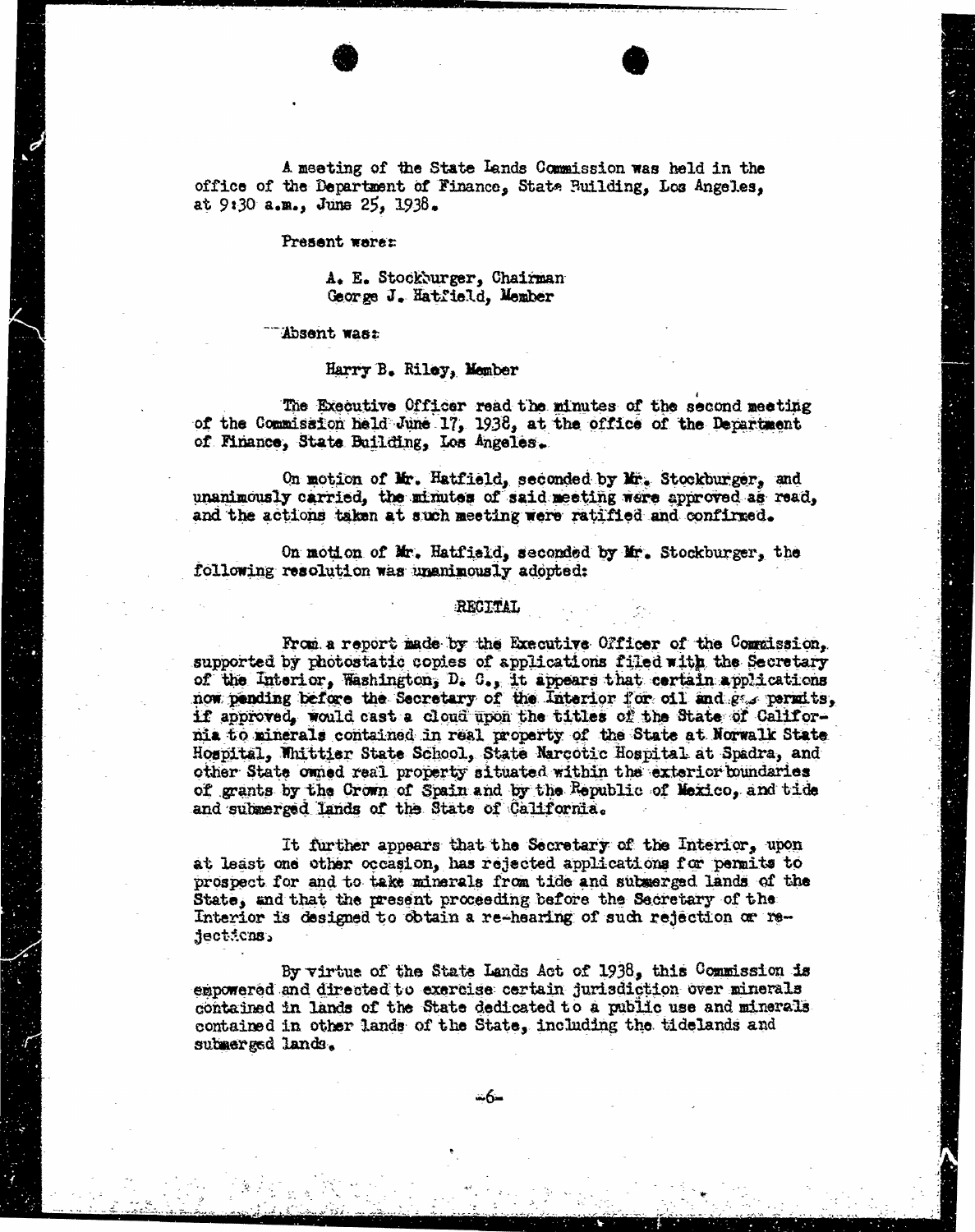A meeting of the State Lands Commission was held in the office of the Department of Finance, State Building, Los Angeles, at 9:30 a.m., June 25, 1938.

Present were:

A. E. Stockburger, Chairman
George J. Hatfield, Member

Absent was:

Harry B. Riley, Member

The Executive Officer read the minutes of the second meeting of the Commission held June 17, 1938, at the office of the Department of Finance, State Building, Los Angeles.

On motion of Mr. Hatfield, seconded by Mr. Stockburger, and unanimously carried, the minutes of said meeting were approved as read, and the actions taken at such meeting were ratified and confirmed.

On motion of Mr. Hatfield, seconded by Mr. Stockburger, the following resolution was unanimously adopted:

RECITAL

From a report made by the Executive Officer of the Commission, supported by photostatic copies of applications filed with the Secretary of the Interior, Washington, D. C., it appears that certain applications now pending before the Secretary of the Interior for oil and gas permits, if approved, would cast a cloud upon the titles of the State of California to minerals contained in real property of the State at Norwalk State Hospital, Whittier State School, State Narcotic Hospital at Spadra, and other State owned real property situated within the exterior boundaries of grants by the Crown of Spain and by the Republic of Mexico, and tide and submerged lands of the State of California.

It further appears that the Secretary of the Interior, upon at least one other occasion, has rejected applications for permits to prospect for and to take minerals from tide and submerged lands of the State, and that the present proceeding before the Secretary of the Interior is designed to obtain a re-hearing of such rejection or rejections.

By virtue of the State Lands Act of 1938, this Commission is empowered and directed to exercise certain jurisdiction over minerals contained in lands of the State dedicated to a public use and minerals contained in other lands of the State, including the tidelands and submerged lands.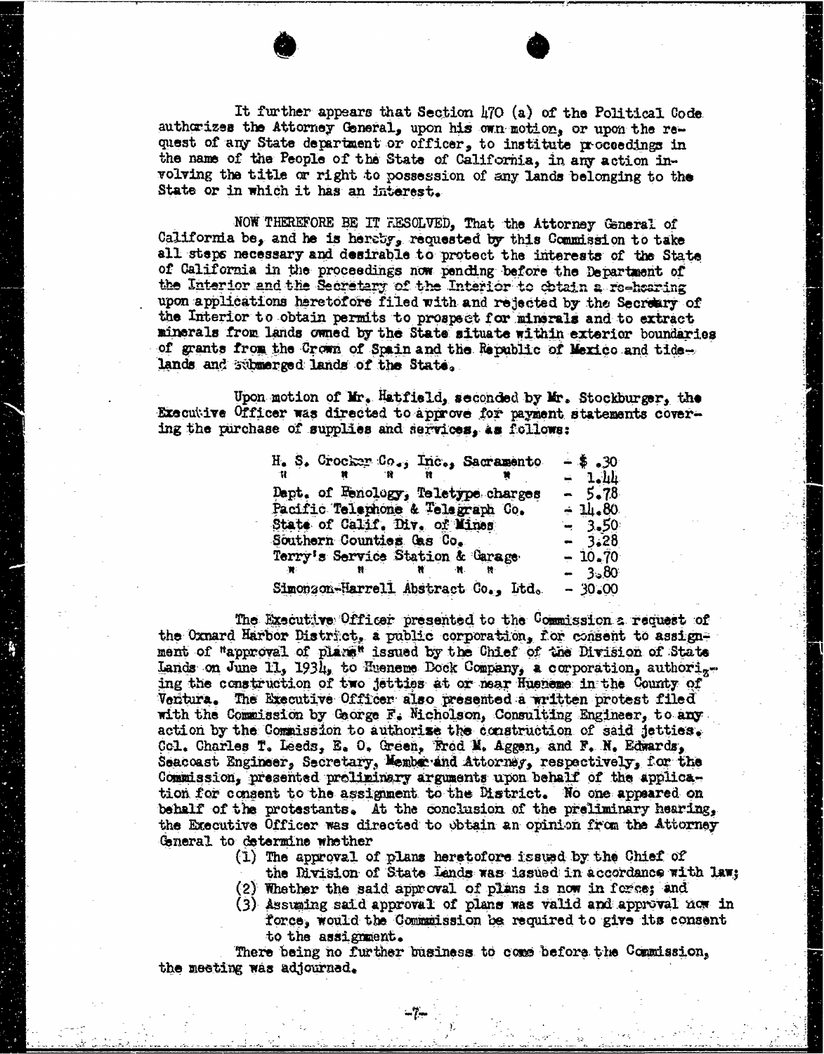It further appears that Section 470 (a) of the Political Code authorizes the Attorney General, upon his own motion, or upon the request of any State department or officer, to institute proceedings in the name of the People of the State of California, in any action involving the title or right to possession of any lands belonging to the State or in which it has an interest.

NOW THEREFORE BE IT RESOLVED, That the Attorney General of California be, and he is hereby, requested by this Commission to take all steps necessary and desirable to protect the interests of the State of California in the proceedings now pending before the Department of the Interior and the Secretary of the Interior to obtain a re-hearing upon applications heretofore filed with and rejected by the Secretary of the Interior to obtain permits to prospect for minerals and to extract minerals from lands owned by the State situate within exterior boundaries of grants from the Crown of Spain and the Republic of Mexico and tidelands and submerged lands of the State.

Upon motion of Mr. Hatfield, seconded by Mr. Stockburger, the Executive Officer was directed to approve for payment statements covering the purchase of supplies and services, as follows:

| | |
|---|---|
| H. S. Crocker Co., Inc., Sacramento | - $ .30 |
| " " " " | - 1.44 |
| Dept. of Penology, Teletype charges | - 5.78 |
| Pacific Telephone & Telegraph Co. | - 14.80 |
| State of Calif. Div. of Mines | - 3.50 |
| Southern Counties Gas Co. | - 3.28 |
| Terry's Service Station & Garage | - 10.70 |
| " " " " " | - 3.80 |
| Simonson-Harrell Abstract Co., Ltd. | - 30.00 |

The Executive Officer presented to the Commission a request of the Oxnard Harbor District, a public corporation, for consent to assignment of "approval of plans" issued by the Chief of the Division of State Lands on June 11, 1934, to Hueneme Dock Company, a corporation, authorizing the construction of two jetties at or near Hueneme in the County of Ventura. The Executive Officer also presented a written protest filed with the Commission by George F. Nicholson, Consulting Engineer, to any action by the Commission to authorize the construction of said jetties. Col. Charles T. Leeds, E. O. Green, Fred M. Aggen, and F. N. Edwards, Seacoast Engineer, Secretary, Member and Attorney, respectively, for the Commission, presented preliminary arguments upon behalf of the application for consent to the assignment to the District. No one appeared on behalf of the protestants. At the conclusion of the preliminary hearing, the Executive Officer was directed to obtain an opinion from the Attorney General to determine whether

(1) The approval of plans heretofore issued by the Chief of the Division of State Lands was issued in accordance with law;
(2) Whether the said approval of plans is now in force; and
(3) Assuming said approval of plans was valid and approval now in force, would the Commission be required to give its consent to the assignment.

There being no further business to come before the Commission, the meeting was adjourned.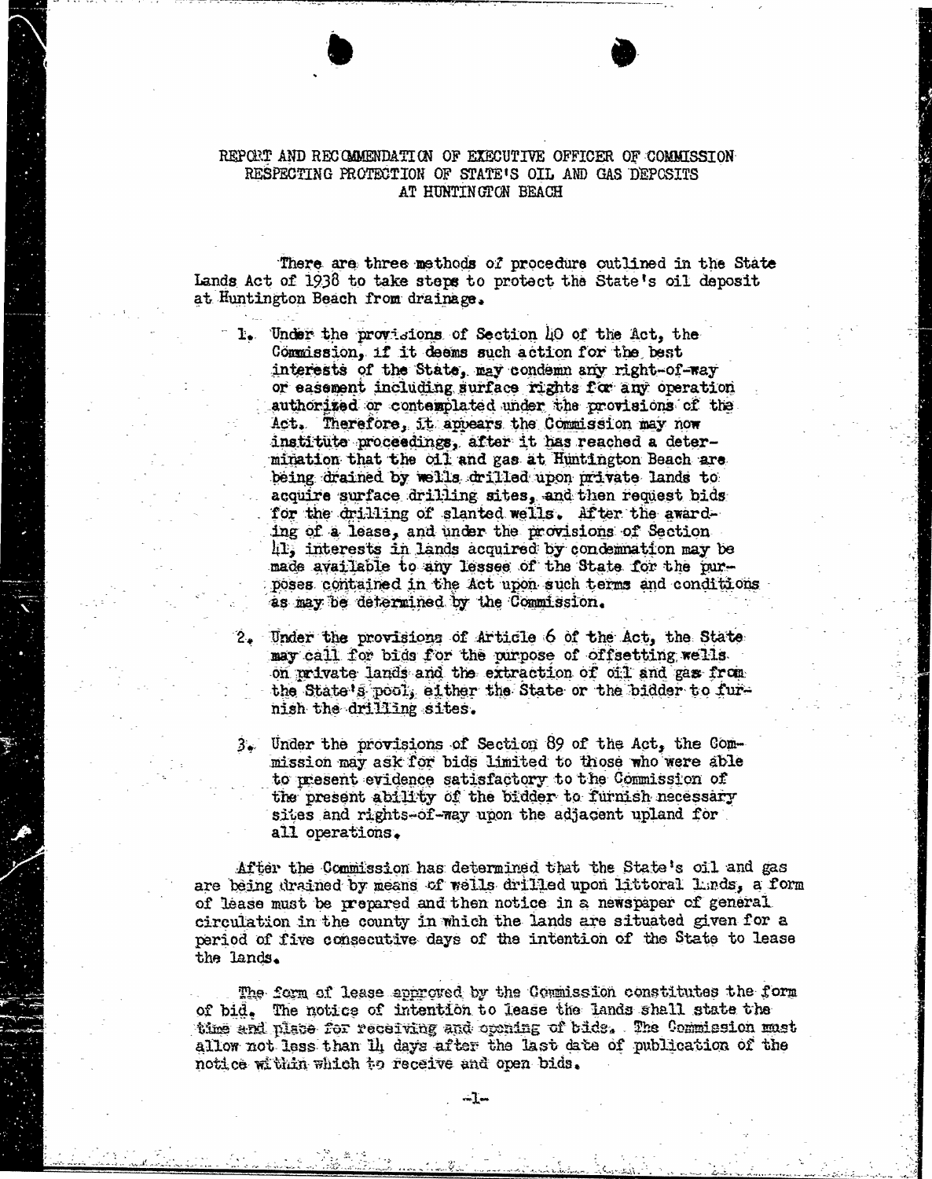# REPORT AND RECOMMENDATION OF EXECUTIVE OFFICER OF COMMISSION RESPECTING PROTECTION OF STATE'S OIL AND GAS DEPOSITS AT HUNTINGTON BEACH

There are three methods of procedure outlined in the State Lands Act of 1938 to take steps to protect the State's oil deposit at Huntington Beach from drainage.

1. Under the provisions of Section 40 of the Act, the Commission, if it deems such action for the best interests of the State, may condemn any right-of-way or easement including surface rights for any operation authorized or contemplated under the provisions of the Act. Therefore, it appears the Commission may now institute proceedings, after it has reached a determination that the oil and gas at Huntington Beach are being drained by wells drilled upon private lands to acquire surface drilling sites, and then request bids for the drilling of slanted wells. After the awarding of a lease, and under the provisions of Section 41, interests in lands acquired by condemnation may be made available to any lessee of the State for the purposes contained in the Act upon such terms and conditions as may be determined by the Commission.

2. Under the provisions of Article 6 of the Act, the State may call for bids for the purpose of offsetting wells on private lands and the extraction of oil and gas from the State's pool, either the State or the bidder to furnish the drilling sites.

3. Under the provisions of Section 89 of the Act, the Commission may ask for bids limited to those who were able to present evidence satisfactory to the Commission of the present ability of the bidder to furnish necessary sites and rights-of-way upon the adjacent upland for all operations.

After the Commission has determined that the State's oil and gas are being drained by means of wells drilled upon littoral lands, a form of lease must be prepared and then notice in a newspaper of general circulation in the county in which the lands are situated given for a period of five consecutive days of the intention of the State to lease the lands.

The form of lease approved by the Commission constitutes the form of bid. The notice of intention to lease the lands shall state the time and place for receiving and opening of bids. The Commission must allow not less than 14 days after the last date of publication of the notice within which to receive and open bids.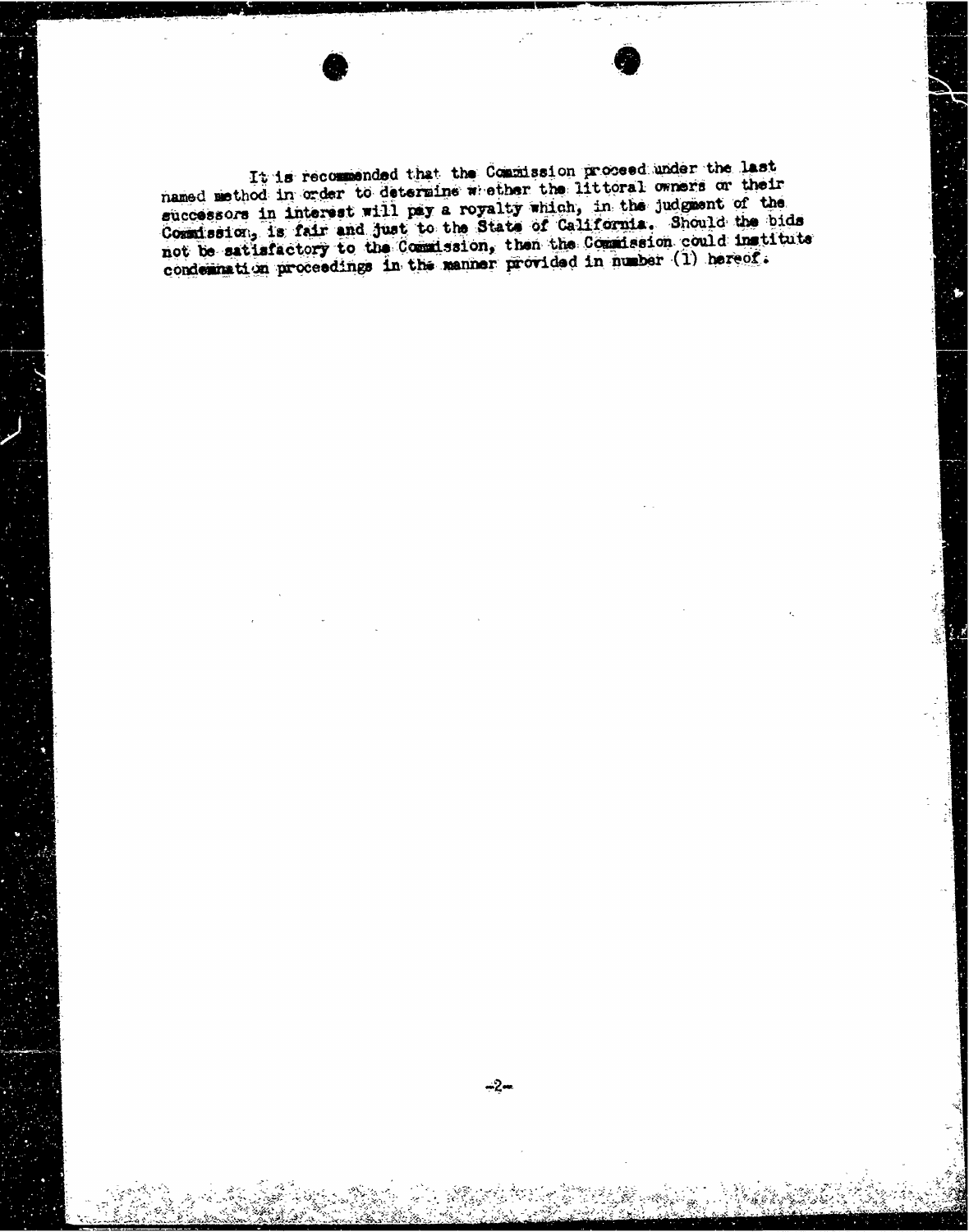It is recommended that the Commission proceed under the last named method in order to determine whether the littoral owners or their successors in interest will pay a royalty which, in the judgment of the Commission, is fair and just to the State of California. Should the bids not be satisfactory to the Commission, then the Commission could institute condemnation proceedings in the manner provided in number (1) hereof.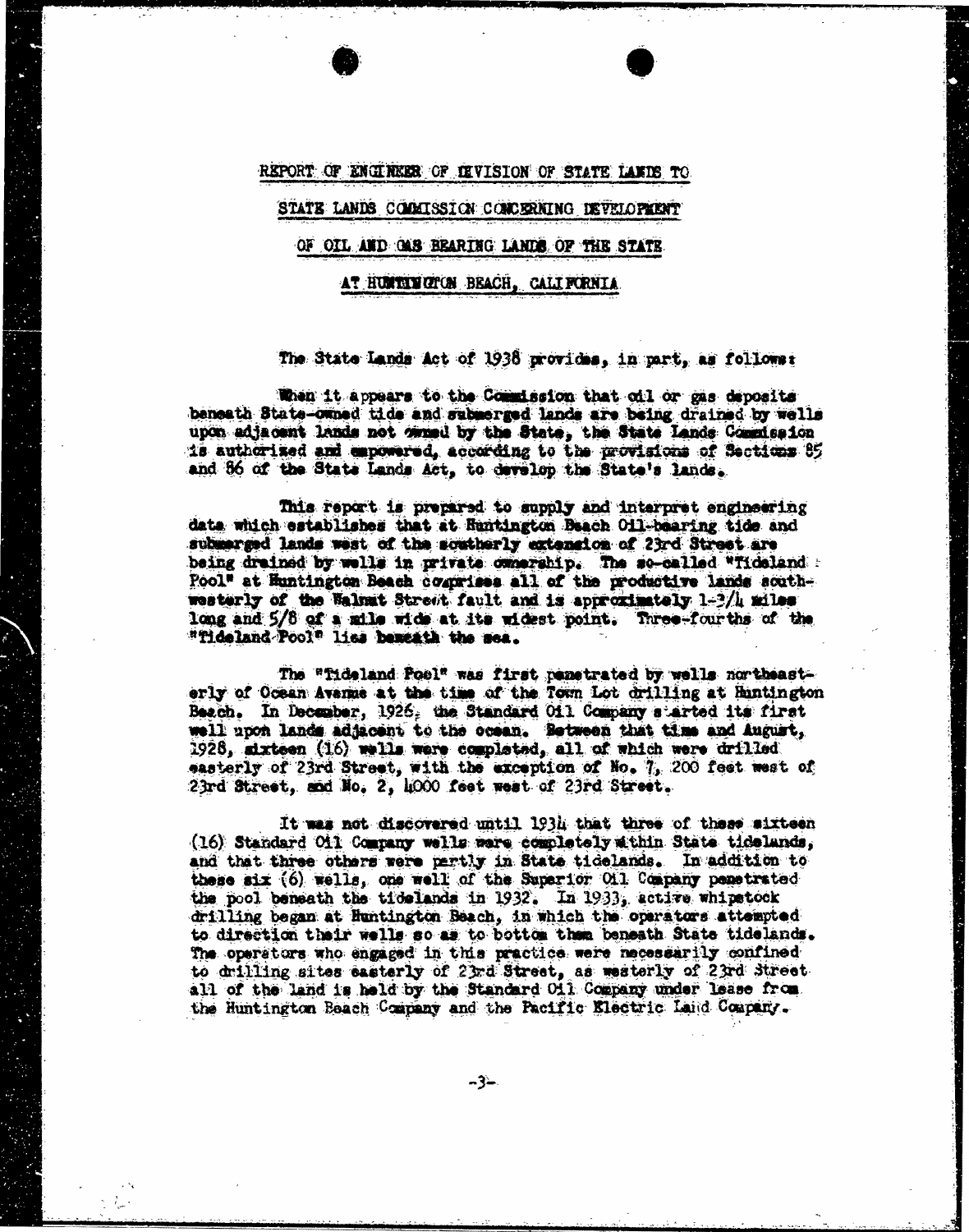# REPORT OF ENGINEER OF DIVISION OF STATE LANDS TO STATE LANDS COMMISSION CONCERNING DEVELOPMENT OF OIL AND GAS BEARING LANDS OF THE STATE AT HUNTINGTON BEACH, CALIFORNIA

The State Lands Act of 1938 provides, in part, as follows:

When it appears to the Commission that oil or gas deposits beneath State-owned tide and submerged lands are being drained by wells upon adjacent lands not owned by the State, the State Lands Commission is authorized and empowered, according to the provisions of Sections 85 and 86 of the State Lands Act, to develop the State's lands.

This report is prepared to supply and interpret engineering data which establishes that at Huntington Beach Oil-bearing tide and submerged lands west of the southerly extension of 23rd Street are being drained by wells in private ownership. The so-called "Tideland Pool" at Huntington Beach comprises all of the productive lands southwesterly of the Walnut Street fault and is approximately 1-3/4 miles long and 5/8 of a mile wide at its widest point. Three-fourths of the "Tideland Pool" lies beneath the sea.

The "Tideland Pool" was first penetrated by wells northeasterly of Ocean Avenue at the time of the Town Lot drilling at Huntington Beach. In December, 1926, the Standard Oil Company started its first well upon lands adjacent to the ocean. Between that time and August, 1928, sixteen (16) wells were completed, all of which were drilled easterly of 23rd Street, with the exception of No. 7, 200 feet west of 23rd Street, and No. 2, 4000 feet west of 23rd Street.

It was not discovered until 1934 that three of these sixteen (16) Standard Oil Company wells were completely within State tidelands, and that three others were partly in State tidelands. In addition to these six (6) wells, one well of the Superior Oil Company penetrated the pool beneath the tidelands in 1932. In 1933, active whipstock drilling began at Huntington Beach, in which the operators attempted to direction their wells so as to bottom them beneath State tidelands. The operators who engaged in this practice were necessarily confined to drilling sites easterly of 23rd Street, as westerly of 23rd Street all of the land is held by the Standard Oil Company under lease from the Huntington Beach Company and the Pacific Electric Land Company.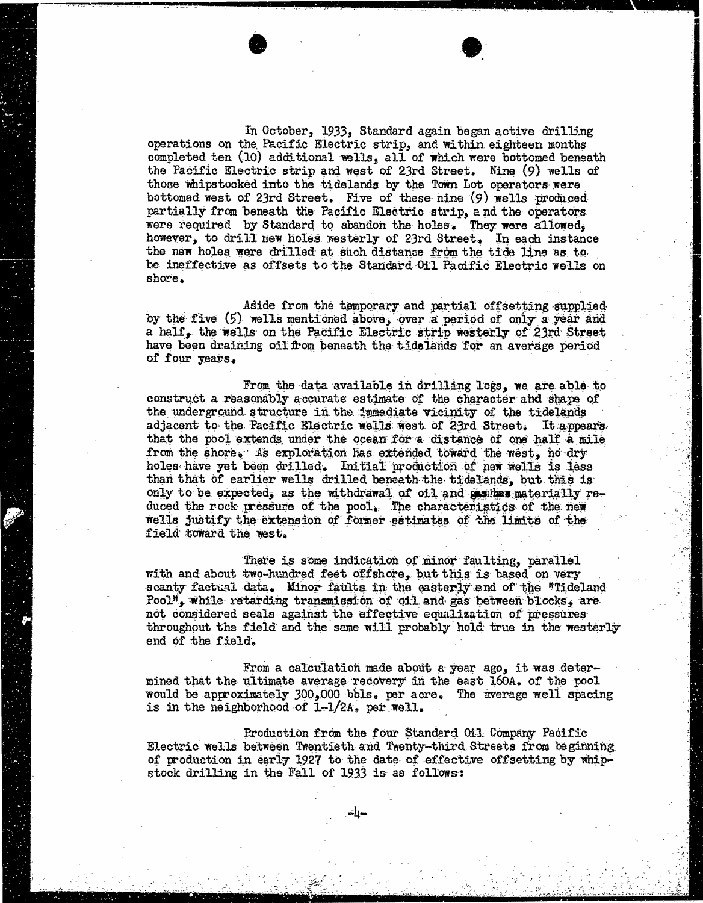In October, 1933, Standard again began active drilling operations on the Pacific Electric strip, and within eighteen months completed ten (10) additional wells, all of which were bottomed beneath the Pacific Electric strip and west of 23rd Street. Nine (9) wells of those whipstocked into the tidelands by the Town Lot operators were bottomed west of 23rd Street. Five of these nine (9) wells produced partially from beneath the Pacific Electric strip, and the operators were required by Standard to abandon the holes. They were allowed, however, to drill new holes westerly of 23rd Street. In each instance the new holes were drilled at such distance from the tide line as to be ineffective as offsets to the Standard Oil Pacific Electric wells on shore.

Aside from the temporary and partial offsetting supplied by the five (5) wells mentioned above, over a period of only a year and a half, the wells on the Pacific Electric strip westerly of 23rd Street have been draining oil from beneath the tidelands for an average period of four years.

From the data available in drilling logs, we are able to construct a reasonably accurate estimate of the character and shape of the underground structure in the immediate vicinity of the tidelands adjacent to the Pacific Electric wells west of 23rd Street. It appears that the pool extends under the ocean for a distance of one half a mile from the shore. As exploration has extended toward the west, no dry holes have yet been drilled. Initial production of new wells is less than that of earlier wells drilled beneath the tidelands, but this is only to be expected, as the withdrawal of oil and gas has materially reduced the rock pressure of the pool. The characteristics of the new wells justify the extension of former estimates of the limits of the field toward the west.

There is some indication of minor faulting, parallel with and about two-hundred feet offshore, but this is based on very scanty factual data. Minor faults in the easterly end of the "Tideland Pool", while retarding transmission of oil and gas between blocks, are not considered seals against the effective equalization of pressures throughout the field and the same will probably hold true in the westerly end of the field.

From a calculation made about a year ago, it was determined that the ultimate average recovery in the east 160A. of the pool would be approximately 300,000 bbls. per acre. The average well spacing is in the neighborhood of 1-1/2A. per well.

Production from the four Standard Oil Company Pacific Electric wells between Twentieth and Twenty-third Streets from beginning of production in early 1927 to the date of effective offsetting by whipstock drilling in the Fall of 1933 is as follows: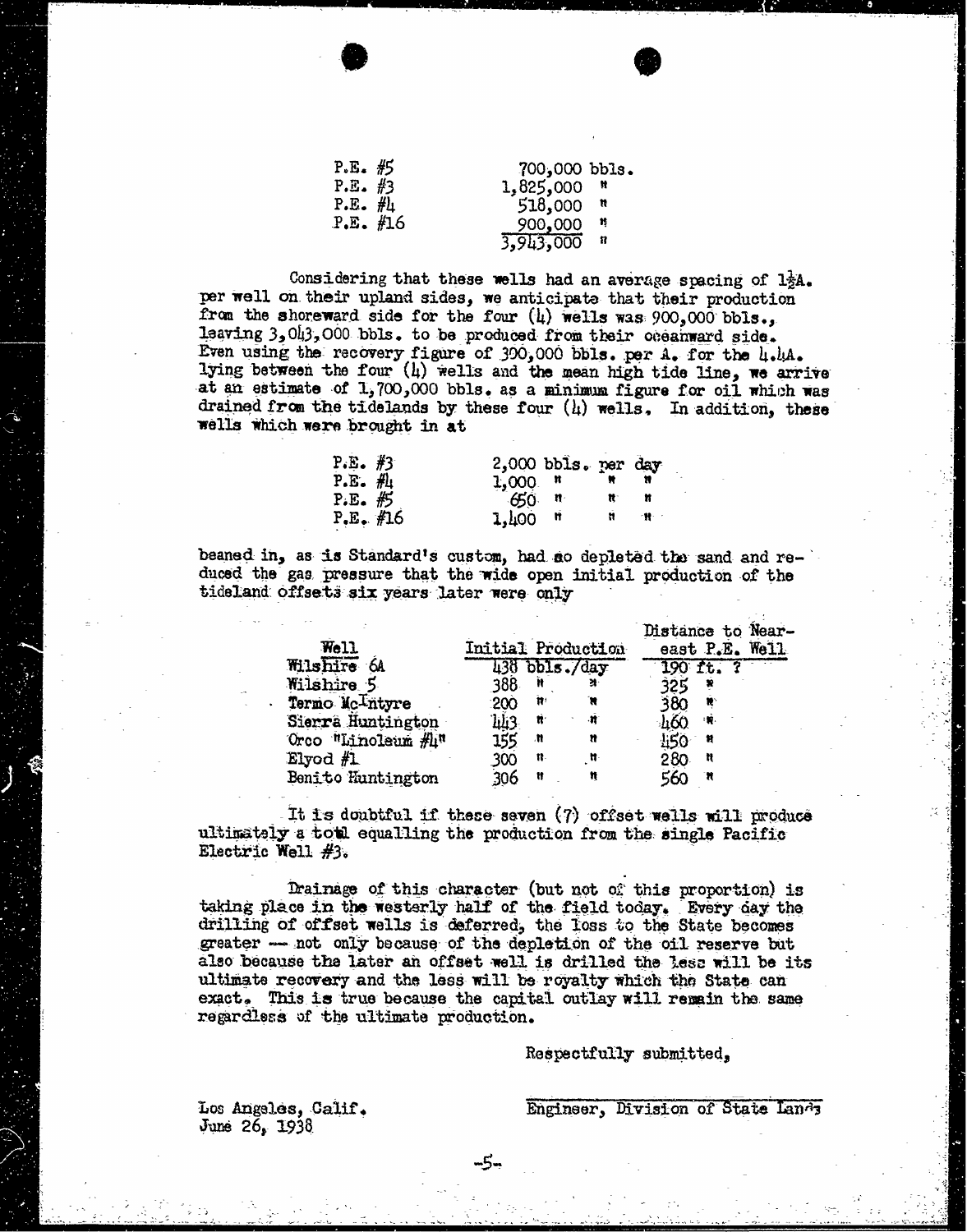| | |
|---|---|
| P.E. #5 | 700,000 bbls. |
| P.E. #3 | 1,825,000 " |
| P.E. #4 | 518,000 " |
| P.E. #16 | 900,000 " |
| | 3,943,000 " |

Considering that these wells had an average spacing of 1½A. per well on their upland sides, we anticipate that their production from the shoreward side for the four (4) wells was 900,000 bbls., leaving 3,043,000 bbls. to be produced from their oceanward side. Even using the recovery figure of 300,000 bbls. per A. for the 4.4A. lying between the four (4) wells and the mean high tide line, we arrive at an estimate of 1,700,000 bbls. as a minimum figure for oil which was drained from the tidelands by these four (4) wells. In addition, these wells which were brought in at

| | |
|---|---|
| P.E. #3 | 2,000 bbls. per day |
| P.E. #4 | 1,000 " " " |
| P.E. #5 | 650 " " " |
| P.E. #16 | 1,400 " " " |

beaned in, as is Standard's custom, had so depleted the sand and reduced the gas pressure that the wide open initial production of the tideland offsets six years later were only

| Well | Initial Production | Distance to Nearest P.E. Well |
|---|---|---|
| Wilshire 6A | 438 bbls./day | 190 ft. ? |
| Wilshire 5 | 388 " " | 325 " |
| Termo McIntyre | 200 " " | 380 " |
| Sierra Huntington | 443 " " | 460 " |
| Orco "Linoleum #4" | 155 " " | 450 " |
| Elyod #1 | 300 " " | 280 " |
| Benito Huntington | 306 " " | 560 " |

It is doubtful if these seven (7) offset wells will produce ultimately a total equalling the production from the single Pacific Electric Well #3.

Drainage of this character (but not of this proportion) is taking place in the westerly half of the field today. Every day the drilling of offset wells is deferred, the loss to the State becomes greater — not only because of the depletion of the oil reserve but also because the later an offset well is drilled the less will be its ultimate recovery and the less will be royalty which the State can exact. This is true because the capital outlay will remain the same regardless of the ultimate production.

Respectfully submitted,

Engineer, Division of State Lands

Los Angeles, Calif.
June 26, 1938